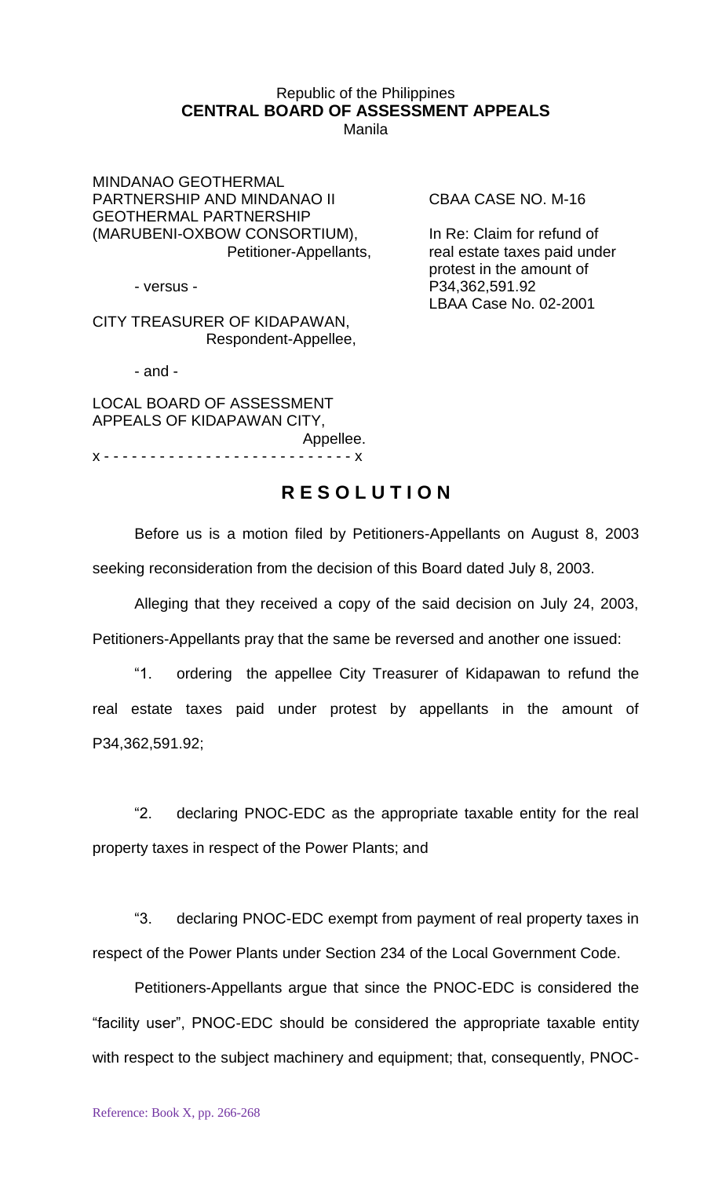Republic of the Philippines
**CENTRAL BOARD OF ASSESSMENT APPEALS**
Manila

MINDANAO GEOTHERMAL PARTNERSHIP AND MINDANAO II GEOTHERMAL PARTNERSHIP (MARUBENI-OXBOW CONSORTIUM),
Petitioner-Appellants,

- versus -

CITY TREASURER OF KIDAPAWAN,
Respondent-Appellee,

- and -

LOCAL BOARD OF ASSESSMENT APPEALS OF KIDAPAWAN CITY,
Appellee.

x - - - - - - - - - - - - - - - - - - - - - - - - - - x

CBAA CASE NO. M-16

In Re: Claim for refund of real estate taxes paid under protest in the amount of P34,362,591.92
LBAA Case No. 02-2001

# R E S O L U T I O N

Before us is a motion filed by Petitioners-Appellants on August 8, 2003 seeking reconsideration from the decision of this Board dated July 8, 2003.

Alleging that they received a copy of the said decision on July 24, 2003, Petitioners-Appellants pray that the same be reversed and another one issued:

"1. ordering the appellee City Treasurer of Kidapawan to refund the real estate taxes paid under protest by appellants in the amount of P34,362,591.92;

"2. declaring PNOC-EDC as the appropriate taxable entity for the real property taxes in respect of the Power Plants; and

"3. declaring PNOC-EDC exempt from payment of real property taxes in respect of the Power Plants under Section 234 of the Local Government Code.

Petitioners-Appellants argue that since the PNOC-EDC is considered the "facility user", PNOC-EDC should be considered the appropriate taxable entity with respect to the subject machinery and equipment; that, consequently, PNOC-

Reference: Book X, pp. 266-268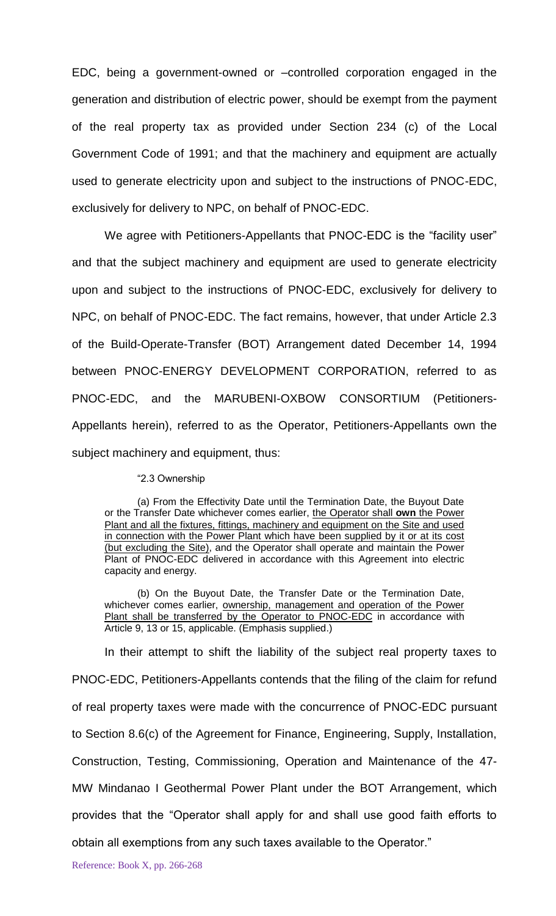EDC, being a government-owned or –controlled corporation engaged in the generation and distribution of electric power, should be exempt from the payment of the real property tax as provided under Section 234 (c) of the Local Government Code of 1991; and that the machinery and equipment are actually used to generate electricity upon and subject to the instructions of PNOC-EDC, exclusively for delivery to NPC, on behalf of PNOC-EDC.

We agree with Petitioners-Appellants that PNOC-EDC is the "facility user" and that the subject machinery and equipment are used to generate electricity upon and subject to the instructions of PNOC-EDC, exclusively for delivery to NPC, on behalf of PNOC-EDC. The fact remains, however, that under Article 2.3 of the Build-Operate-Transfer (BOT) Arrangement dated December 14, 1994 between PNOC-ENERGY DEVELOPMENT CORPORATION, referred to as PNOC-EDC, and the MARUBENI-OXBOW CONSORTIUM (Petitioners-Appellants herein), referred to as the Operator, Petitioners-Appellants own the subject machinery and equipment, thus:

> "2.3 Ownership
>
> (a) From the Effectivity Date until the Termination Date, the Buyout Date or the Transfer Date whichever comes earlier, <u>the Operator shall **own** the Power Plant and all the fixtures, fittings, machinery and equipment on the Site and used in connection with the Power Plant which have been supplied by it or at its cost (but excluding the Site)</u>, and the Operator shall operate and maintain the Power Plant of PNOC-EDC delivered in accordance with this Agreement into electric capacity and energy.
>
> (b) On the Buyout Date, the Transfer Date or the Termination Date, whichever comes earlier, <u>ownership, management and operation of the Power Plant shall be transferred by the Operator to PNOC-EDC</u> in accordance with Article 9, 13 or 15, applicable. (Emphasis supplied.)

In their attempt to shift the liability of the subject real property taxes to PNOC-EDC, Petitioners-Appellants contends that the filing of the claim for refund of real property taxes were made with the concurrence of PNOC-EDC pursuant to Section 8.6(c) of the Agreement for Finance, Engineering, Supply, Installation, Construction, Testing, Commissioning, Operation and Maintenance of the 47-MW Mindanao I Geothermal Power Plant under the BOT Arrangement, which provides that the "Operator shall apply for and shall use good faith efforts to obtain all exemptions from any such taxes available to the Operator."

Reference: Book X, pp. 266-268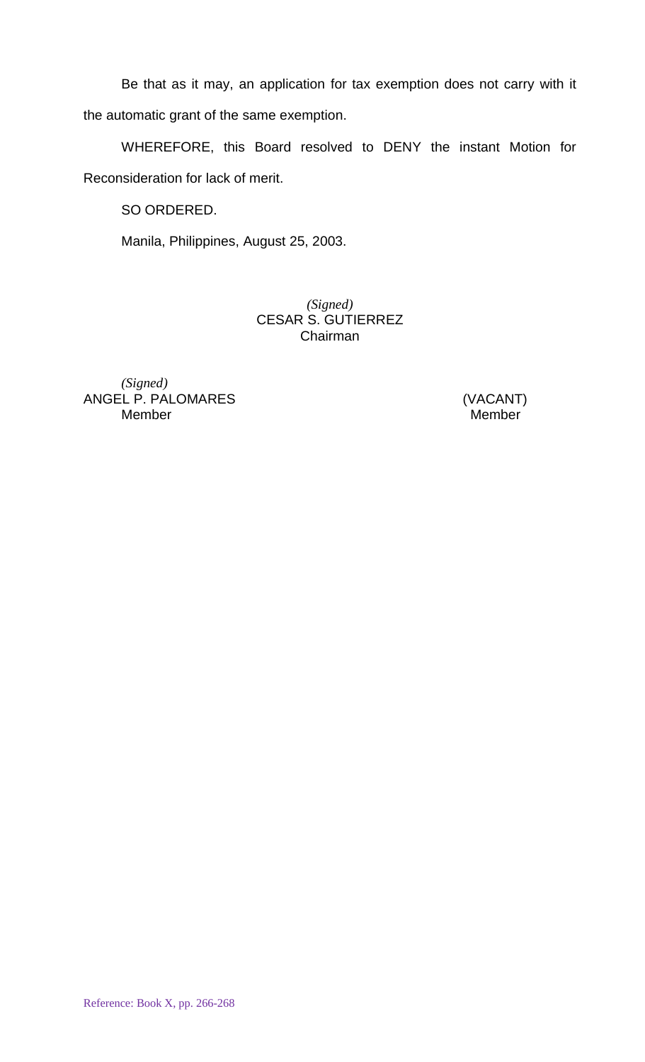Be that as it may, an application for tax exemption does not carry with it the automatic grant of the same exemption.

WHEREFORE, this Board resolved to DENY the instant Motion for Reconsideration for lack of merit.

SO ORDERED.

Manila, Philippines, August 25, 2003.

*(Signed)*
CESAR S. GUTIERREZ
Chairman

*(Signed)*
ANGEL P. PALOMARES
Member

(VACANT)
Member

Reference: Book X, pp. 266-268